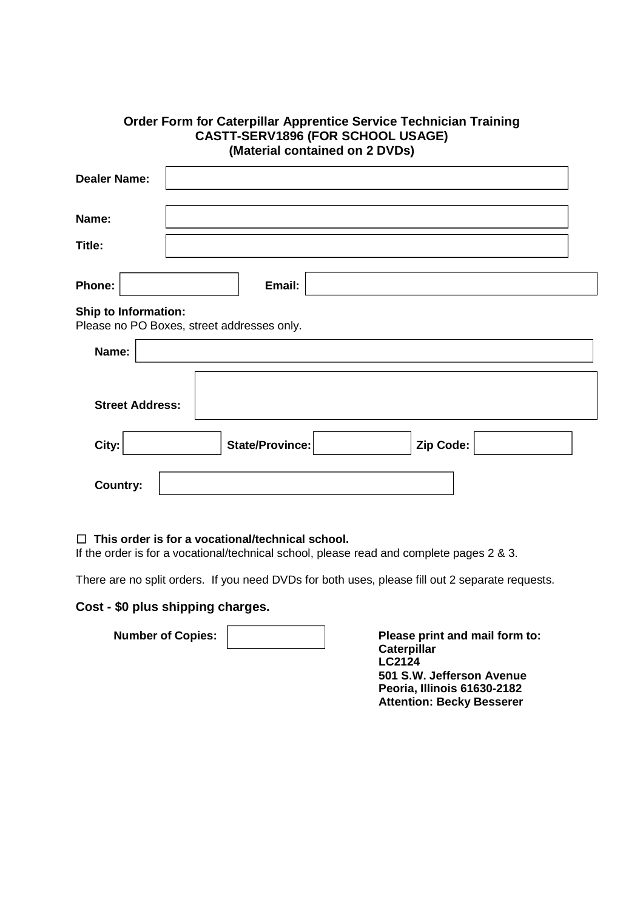**Order Form for Caterpillar Apprentice Service Technician Training**
**CASTT-SERV1896 (FOR SCHOOL USAGE)**
**(Material contained on 2 DVDs)**

**Dealer Name:**

**Name:**

**Title:**

**Phone:** **Email:**

**Ship to Information:**
Please no PO Boxes, street addresses only.

**Name:**

**Street Address:**

**City:** **State/Province:** **Zip Code:**

**Country:**

☐ **This order is for a vocational/technical school.**
If the order is for a vocational/technical school, please read and complete pages 2 & 3.

There are no split orders. If you need DVDs for both uses, please fill out 2 separate requests.

**Cost - $0 plus shipping charges.**

**Number of Copies:**

**Please print and mail form to:**
**Caterpillar**
**LC2124**
**501 S.W. Jefferson Avenue**
**Peoria, Illinois 61630-2182**
**Attention: Becky Besserer**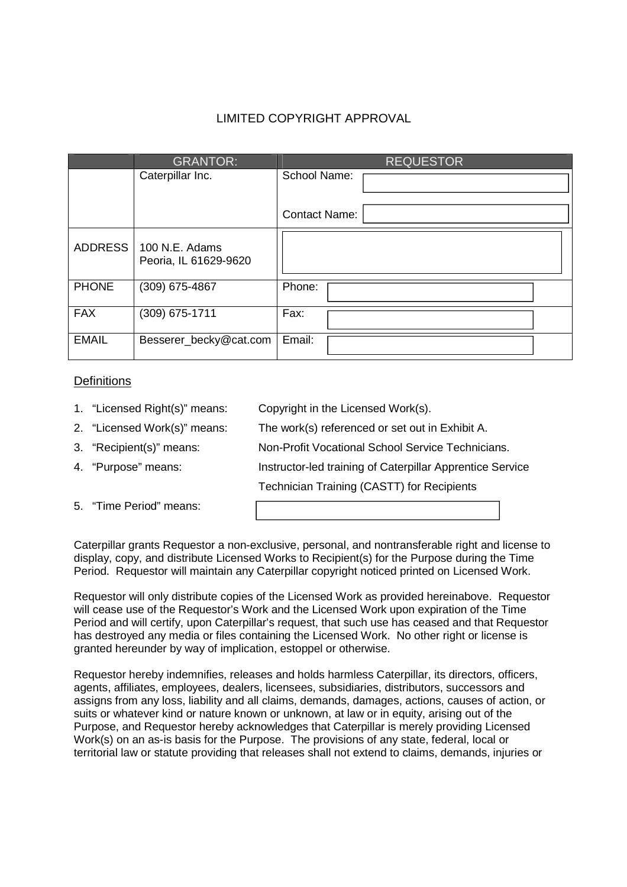# LIMITED COPYRIGHT APPROVAL

| | GRANTOR: | REQUESTOR |
|---|---|---|
| | Caterpillar Inc. | School Name: <br><br> Contact Name: |
| ADDRESS | 100 N.E. Adams<br>Peoria, IL 61629-9620 | |
| PHONE | (309) 675-4867 | Phone: |
| FAX | (309) 675-1711 | Fax: |
| EMAIL | Besserer_becky@cat.com | Email: |

## Definitions

1. "Licensed Right(s)" means: Copyright in the Licensed Work(s).
2. "Licensed Work(s)" means: The work(s) referenced or set out in Exhibit A.
3. "Recipient(s)" means: Non-Profit Vocational School Service Technicians.
4. "Purpose" means: Instructor-led training of Caterpillar Apprentice Service Technician Training (CASTT) for Recipients
5. "Time Period" means:

Caterpillar grants Requestor a non-exclusive, personal, and nontransferable right and license to display, copy, and distribute Licensed Works to Recipient(s) for the Purpose during the Time Period. Requestor will maintain any Caterpillar copyright noticed printed on Licensed Work.

Requestor will only distribute copies of the Licensed Work as provided hereinabove. Requestor will cease use of the Requestor's Work and the Licensed Work upon expiration of the Time Period and will certify, upon Caterpillar's request, that such use has ceased and that Requestor has destroyed any media or files containing the Licensed Work. No other right or license is granted hereunder by way of implication, estoppel or otherwise.

Requestor hereby indemnifies, releases and holds harmless Caterpillar, its directors, officers, agents, affiliates, employees, dealers, licensees, subsidiaries, distributors, successors and assigns from any loss, liability and all claims, demands, damages, actions, causes of action, or suits or whatever kind or nature known or unknown, at law or in equity, arising out of the Purpose, and Requestor hereby acknowledges that Caterpillar is merely providing Licensed Work(s) on an as-is basis for the Purpose. The provisions of any state, federal, local or territorial law or statute providing that releases shall not extend to claims, demands, injuries or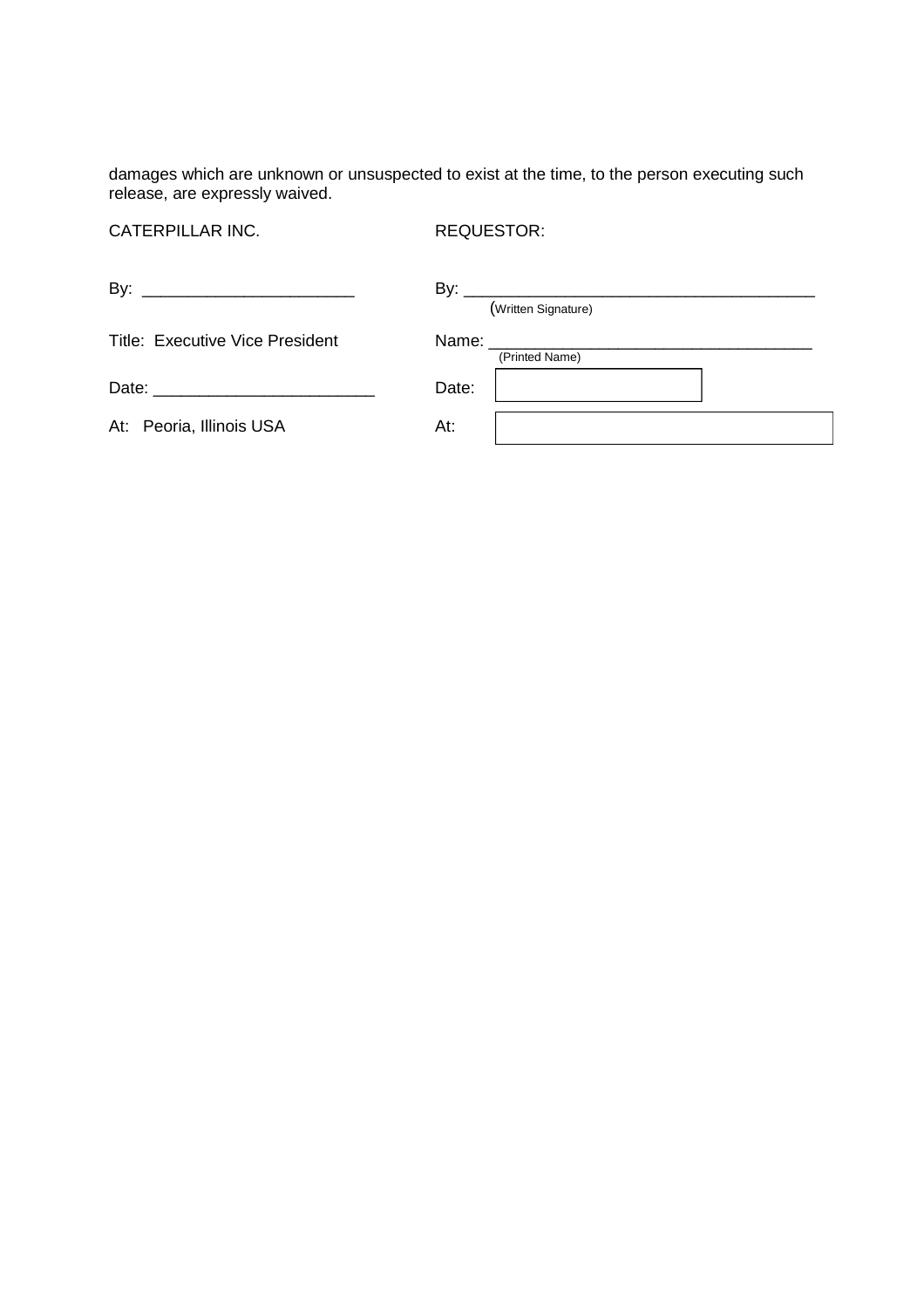damages which are unknown or unsuspected to exist at the time, to the person executing such release, are expressly waived.

| | |
|---|---|
| CATERPILLAR INC. | REQUESTOR: |
| By: _______________________ | By: _______________________________________ (Written Signature) |
| Title: Executive Vice President | Name: ___________________________________ (Printed Name) |
| Date: ________________________ | Date: |
| At: Peoria, Illinois USA | At: |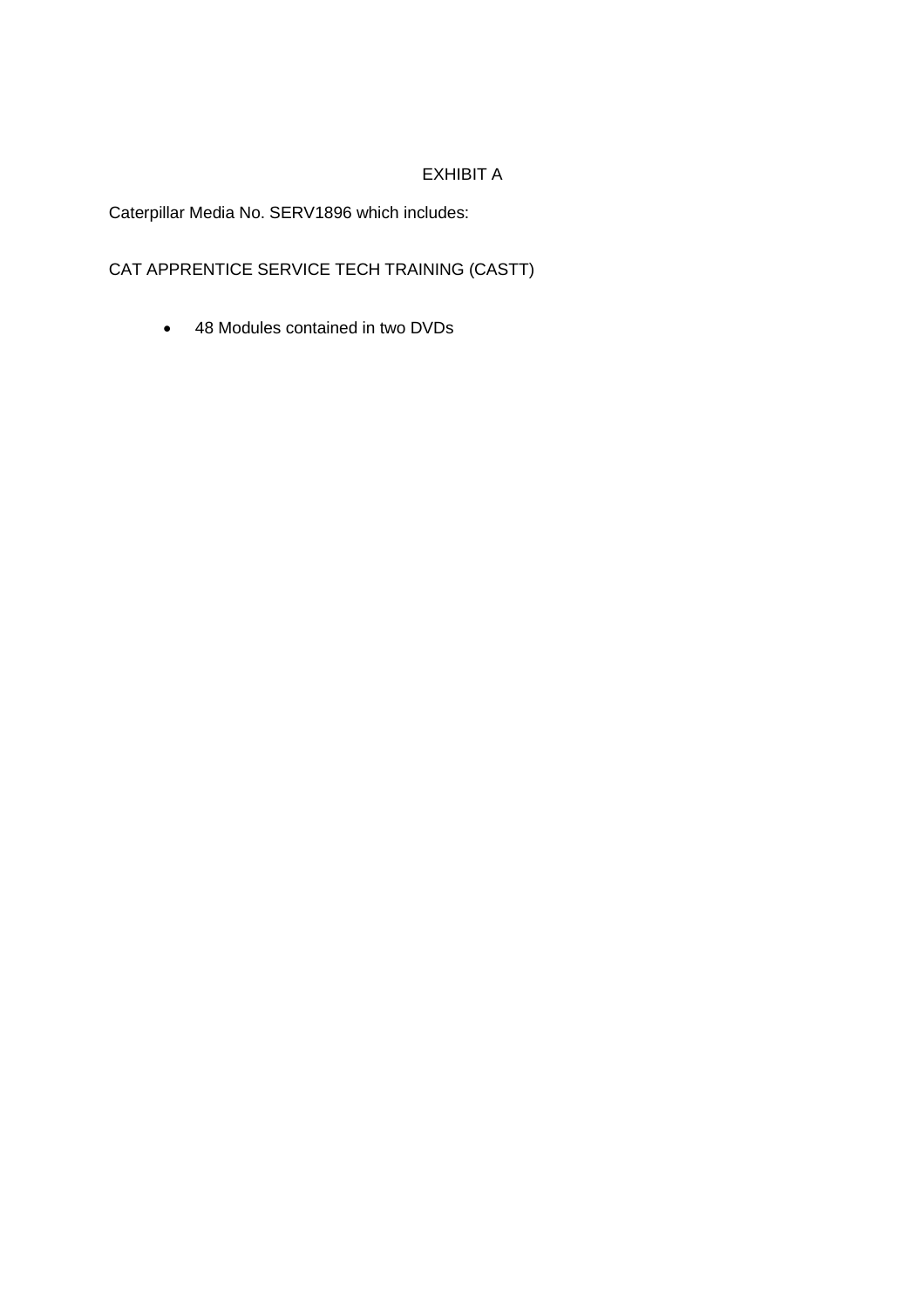# EXHIBIT A

Caterpillar Media No. SERV1896 which includes:

CAT APPRENTICE SERVICE TECH TRAINING (CASTT)

- 48 Modules contained in two DVDs